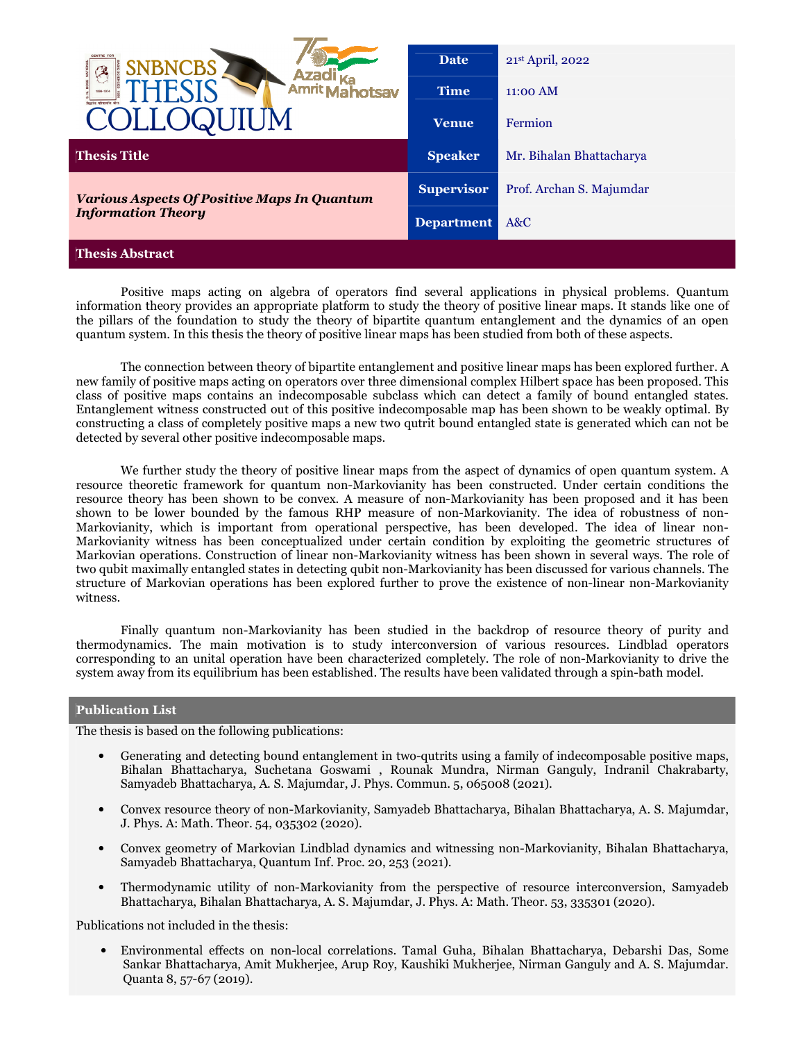# SNBNCBS THESIS COLLOQUIUM

| | |
|---|---|
| **Date** | 21st April, 2022 |
| **Time** | 11:00 AM |
| **Venue** | Fermion |
| **Speaker** | Mr. Bihalan Bhattacharya |
| **Supervisor** | Prof. Archan S. Majumdar |
| **Department** | A&C |

## Thesis Title

***Various Aspects Of Positive Maps In Quantum Information Theory***

## Thesis Abstract

Positive maps acting on algebra of operators find several applications in physical problems. Quantum information theory provides an appropriate platform to study the theory of positive linear maps. It stands like one of the pillars of the foundation to study the theory of bipartite quantum entanglement and the dynamics of an open quantum system. In this thesis the theory of positive linear maps has been studied from both of these aspects.

The connection between theory of bipartite entanglement and positive linear maps has been explored further. A new family of positive maps acting on operators over three dimensional complex Hilbert space has been proposed. This class of positive maps contains an indecomposable subclass which can detect a family of bound entangled states. Entanglement witness constructed out of this positive indecomposable map has been shown to be weakly optimal. By constructing a class of completely positive maps a new two qutrit bound entangled state is generated which can not be detected by several other positive indecomposable maps.

We further study the theory of positive linear maps from the aspect of dynamics of open quantum system. A resource theoretic framework for quantum non-Markovianity has been constructed. Under certain conditions the resource theory has been shown to be convex. A measure of non-Markovianity has been proposed and it has been shown to be lower bounded by the famous RHP measure of non-Markovianity. The idea of robustness of non-Markovianity, which is important from operational perspective, has been developed. The idea of linear non-Markovianity witness has been conceptualized under certain condition by exploiting the geometric structures of Markovian operations. Construction of linear non-Markovianity witness has been shown in several ways. The role of two qubit maximally entangled states in detecting qubit non-Markovianity has been discussed for various channels. The structure of Markovian operations has been explored further to prove the existence of non-linear non-Markovianity witness.

Finally quantum non-Markovianity has been studied in the backdrop of resource theory of purity and thermodynamics. The main motivation is to study interconversion of various resources. Lindblad operators corresponding to an unital operation have been characterized completely. The role of non-Markovianity to drive the system away from its equilibrium has been established. The results have been validated through a spin-bath model.

## Publication List

The thesis is based on the following publications:

- Generating and detecting bound entanglement in two-qutrits using a family of indecomposable positive maps, Bihalan Bhattacharya, Suchetana Goswami , Rounak Mundra, Nirman Ganguly, Indranil Chakrabarty, Samyadeb Bhattacharya, A. S. Majumdar, J. Phys. Commun. 5, 065008 (2021).
- Convex resource theory of non-Markovianity, Samyadeb Bhattacharya, Bihalan Bhattacharya, A. S. Majumdar, J. Phys. A: Math. Theor. 54, 035302 (2020).
- Convex geometry of Markovian Lindblad dynamics and witnessing non-Markovianity, Bihalan Bhattacharya, Samyadeb Bhattacharya, Quantum Inf. Proc. 20, 253 (2021).
- Thermodynamic utility of non-Markovianity from the perspective of resource interconversion, Samyadeb Bhattacharya, Bihalan Bhattacharya, A. S. Majumdar, J. Phys. A: Math. Theor. 53, 335301 (2020).

Publications not included in the thesis:

- Environmental effects on non-local correlations. Tamal Guha, Bihalan Bhattacharya, Debarshi Das, Some Sankar Bhattacharya, Amit Mukherjee, Arup Roy, Kaushiki Mukherjee, Nirman Ganguly and A. S. Majumdar. Quanta 8, 57-67 (2019).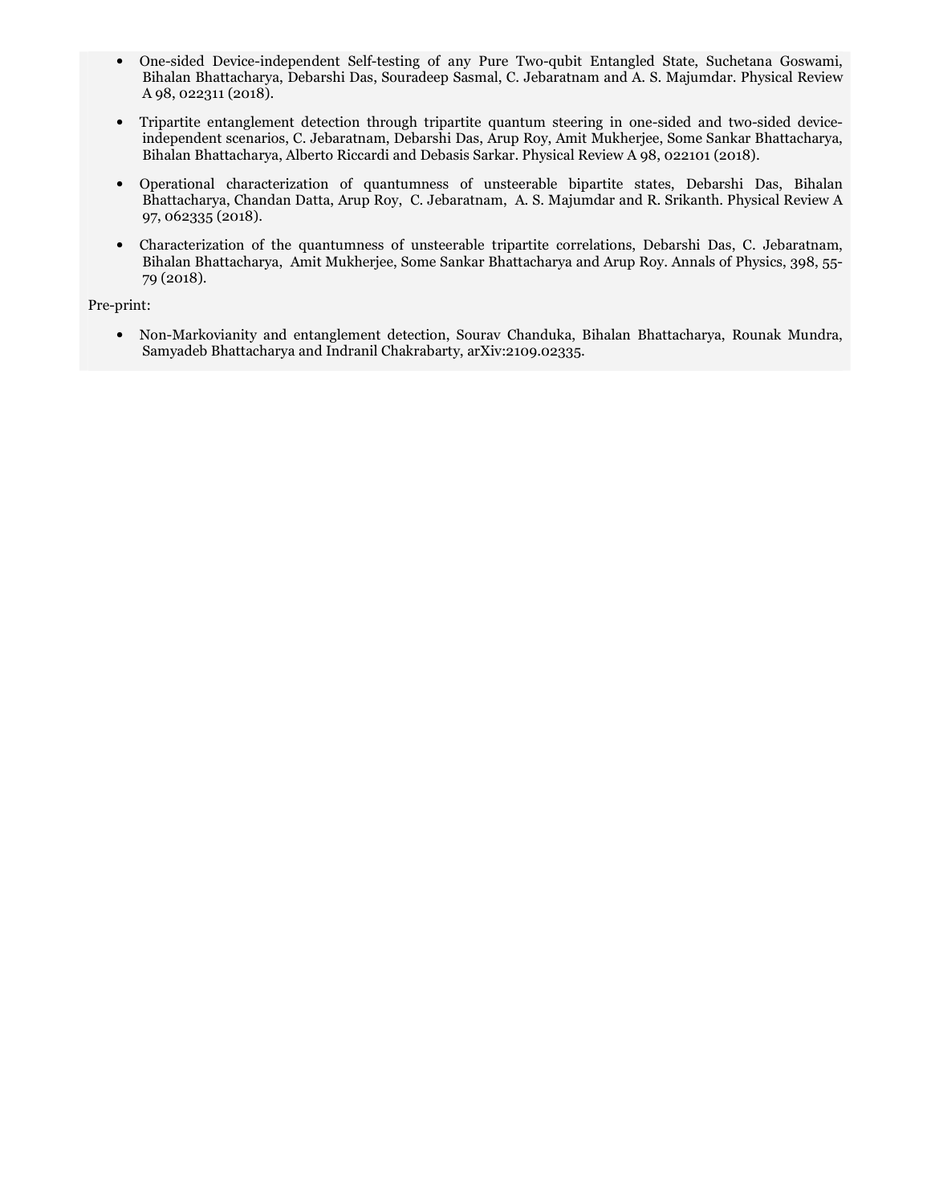- One-sided Device-independent Self-testing of any Pure Two-qubit Entangled State, Suchetana Goswami, Bihalan Bhattacharya, Debarshi Das, Souradeep Sasmal, C. Jebaratnam and A. S. Majumdar. Physical Review A 98, 022311 (2018).
- Tripartite entanglement detection through tripartite quantum steering in one-sided and two-sided device-independent scenarios, C. Jebaratnam, Debarshi Das, Arup Roy, Amit Mukherjee, Some Sankar Bhattacharya, Bihalan Bhattacharya, Alberto Riccardi and Debasis Sarkar. Physical Review A 98, 022101 (2018).
- Operational characterization of quantumness of unsteerable bipartite states, Debarshi Das, Bihalan Bhattacharya, Chandan Datta, Arup Roy, C. Jebaratnam, A. S. Majumdar and R. Srikanth. Physical Review A 97, 062335 (2018).
- Characterization of the quantumness of unsteerable tripartite correlations, Debarshi Das, C. Jebaratnam, Bihalan Bhattacharya, Amit Mukherjee, Some Sankar Bhattacharya and Arup Roy. Annals of Physics, 398, 55-79 (2018).

Pre-print:

- Non-Markovianity and entanglement detection, Sourav Chanduka, Bihalan Bhattacharya, Rounak Mundra, Samyadeb Bhattacharya and Indranil Chakrabarty, arXiv:2109.02335.